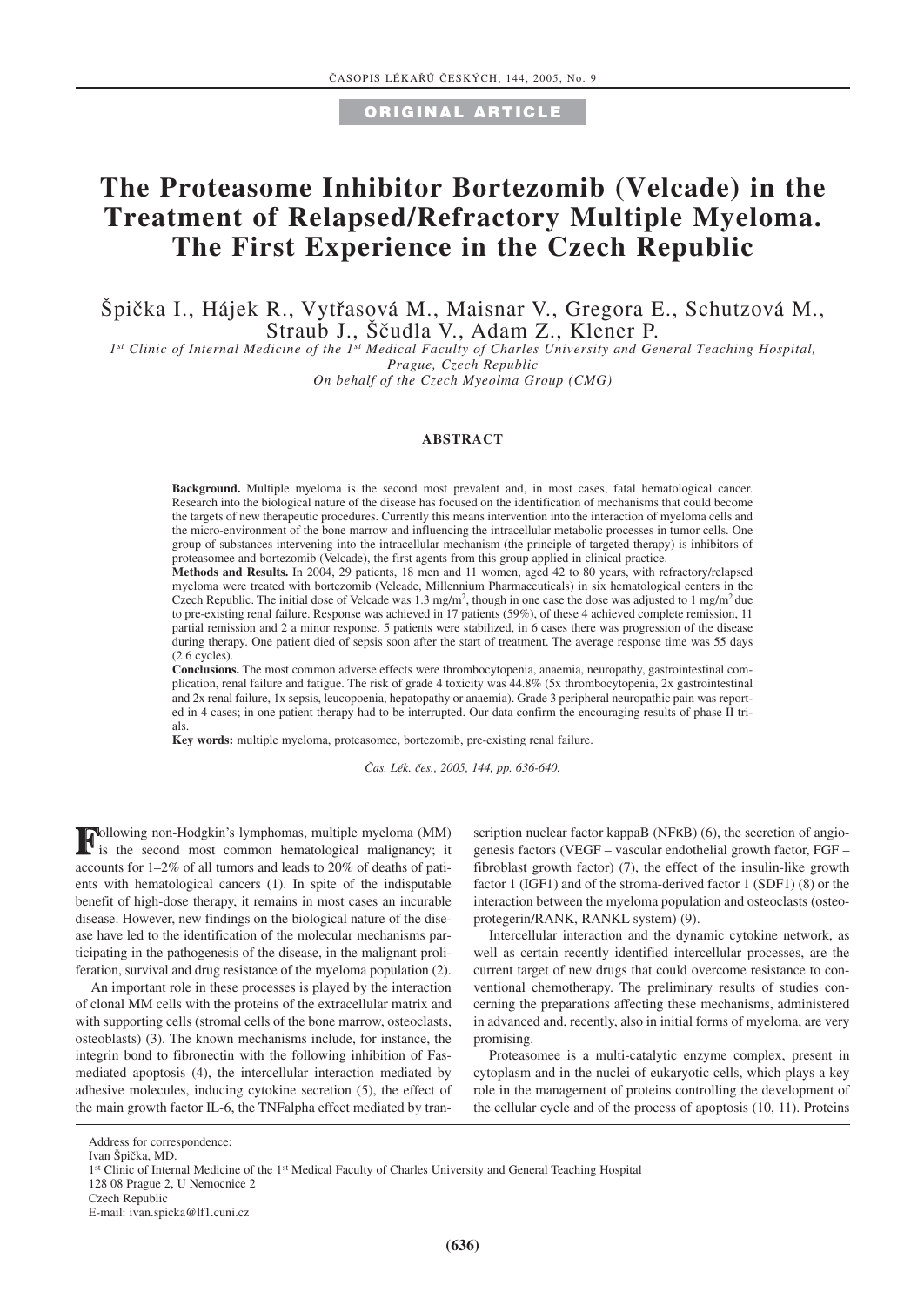ORIGINAL ARTICLE

# The Proteasome Inhibitor Bortezomib (Velcade) in the Treatment of Relapsed/Refractory Multiple Myeloma. The First Experience in the Czech Republic

Špička I., Hájek R., Vytřasová M., Maisnar V., Gregora E., Schutzová M., Straub J., Ščudla V., Adam Z., Klener P.

*1st Clinic of Internal Medicine of the 1st Medical Faculty of Charles University and General Teaching Hospital, Prague, Czech Republic*
*On behalf of the Czech Myeolma Group (CMG)*

## ABSTRACT

**Background.** Multiple myeloma is the second most prevalent and, in most cases, fatal hematological cancer. Research into the biological nature of the disease has focused on the identification of mechanisms that could become the targets of new therapeutic procedures. Currently this means intervention into the interaction of myeloma cells and the micro-environment of the bone marrow and influencing the intracellular metabolic processes in tumor cells. One group of substances intervening into the intracellular mechanism (the principle of targeted therapy) is inhibitors of proteasomee and bortezomib (Velcade), the first agents from this group applied in clinical practice.

**Methods and Results.** In 2004, 29 patients, 18 men and 11 women, aged 42 to 80 years, with refractory/relapsed myeloma were treated with bortezomib (Velcade, Millennium Pharmaceuticals) in six hematological centers in the Czech Republic. The initial dose of Velcade was 1.3 mg/m$^2$, though in one case the dose was adjusted to 1 mg/m$^2$ due to pre-existing renal failure. Response was achieved in 17 patients (59%), of these 4 achieved complete remission, 11 partial remission and 2 a minor response. 5 patients were stabilized, in 6 cases there was progression of the disease during therapy. One patient died of sepsis soon after the start of treatment. The average response time was 55 days (2.6 cycles).

**Conclusions.** The most common adverse effects were thrombocytopenia, anaemia, neuropathy, gastrointestinal complication, renal failure and fatigue. The risk of grade 4 toxicity was 44.8% (5x thrombocytopenia, 2x gastrointestinal and 2x renal failure, 1x sepsis, leucopoenia, hepatopathy or anaemia). Grade 3 peripheral neuropathic pain was reported in 4 cases; in one patient therapy had to be interrupted. Our data confirm the encouraging results of phase II trials.

**Key words:** multiple myeloma, proteasomee, bortezomib, pre-existing renal failure.

*Čas. Lék. čes., 2005, 144, pp. 636-640.*

Following non-Hodgkin's lymphomas, multiple myeloma (MM) is the second most common hematological malignancy; it accounts for 1–2% of all tumors and leads to 20% of deaths of patients with hematological cancers (1). In spite of the indisputable benefit of high-dose therapy, it remains in most cases an incurable disease. However, new findings on the biological nature of the disease have led to the identification of the molecular mechanisms participating in the pathogenesis of the disease, in the malignant proliferation, survival and drug resistance of the myeloma population (2).

An important role in these processes is played by the interaction of clonal MM cells with the proteins of the extracellular matrix and with supporting cells (stromal cells of the bone marrow, osteoclasts, osteoblasts) (3). The known mechanisms include, for instance, the integrin bond to fibronectin with the following inhibition of Fas-mediated apoptosis (4), the intercellular interaction mediated by adhesive molecules, inducing cytokine secretion (5), the effect of the main growth factor IL-6, the TNFalpha effect mediated by transcription nuclear factor kappaB (NFκB) (6), the secretion of angiogenesis factors (VEGF – vascular endothelial growth factor, FGF – fibroblast growth factor) (7), the effect of the insulin-like growth factor 1 (IGF1) and of the stroma-derived factor 1 (SDF1) (8) or the interaction between the myeloma population and osteoclasts (osteoprotegerin/RANK, RANKL system) (9).

Intercellular interaction and the dynamic cytokine network, as well as certain recently identified intercellular processes, are the current target of new drugs that could overcome resistance to conventional chemotherapy. The preliminary results of studies concerning the preparations affecting these mechanisms, administered in advanced and, recently, also in initial forms of myeloma, are very promising.

Proteasomee is a multi-catalytic enzyme complex, present in cytoplasm and in the nuclei of eukaryotic cells, which plays a key role in the management of proteins controlling the development of the cellular cycle and of the process of apoptosis (10, 11). Proteins

Address for correspondence:
Ivan Špička, MD.
1st Clinic of Internal Medicine of the 1st Medical Faculty of Charles University and General Teaching Hospital
128 08 Prague 2, U Nemocnice 2
Czech Republic
E-mail: ivan.spicka@lf1.cuni.cz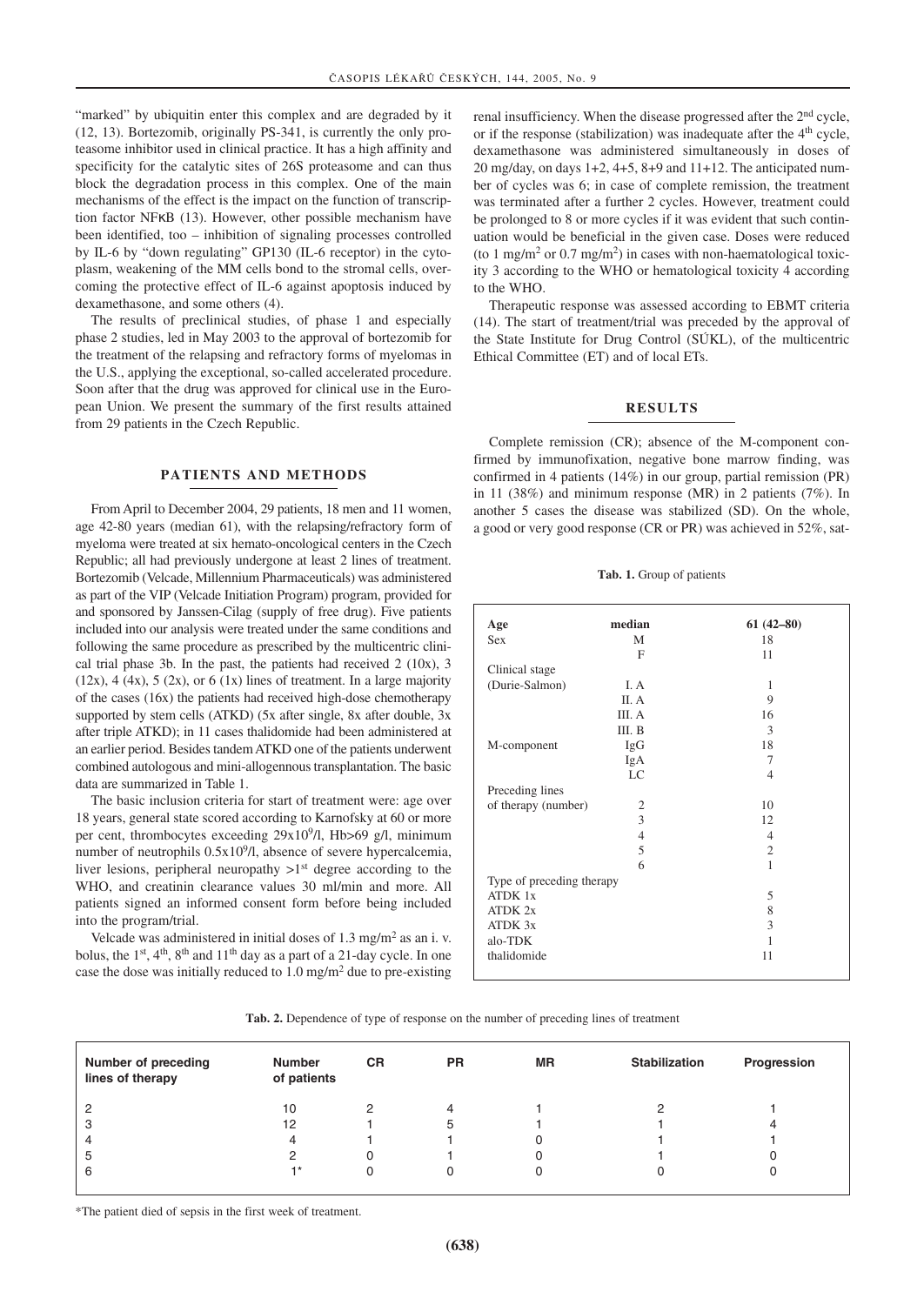"marked" by ubiquitin enter this complex and are degraded by it (12, 13). Bortezomib, originally PS-341, is currently the only proteasome inhibitor used in clinical practice. It has a high affinity and specificity for the catalytic sites of 26S proteasome and can thus block the degradation process in this complex. One of the main mechanisms of the effect is the impact on the function of transcription factor NFκB (13). However, other possible mechanism have been identified, too – inhibition of signaling processes controlled by IL-6 by "down regulating" GP130 (IL-6 receptor) in the cytoplasm, weakening of the MM cells bond to the stromal cells, overcoming the protective effect of IL-6 against apoptosis induced by dexamethasone, and some others (4).

The results of preclinical studies, of phase 1 and especially phase 2 studies, led in May 2003 to the approval of bortezomib for the treatment of the relapsing and refractory forms of myelomas in the U.S., applying the exceptional, so-called accelerated procedure. Soon after that the drug was approved for clinical use in the European Union. We present the summary of the first results attained from 29 patients in the Czech Republic.

## PATIENTS AND METHODS

From April to December 2004, 29 patients, 18 men and 11 women, age 42-80 years (median 61), with the relapsing/refractory form of myeloma were treated at six hemato-oncological centers in the Czech Republic; all had previously undergone at least 2 lines of treatment. Bortezomib (Velcade, Millennium Pharmaceuticals) was administered as part of the VIP (Velcade Initiation Program) program, provided for and sponsored by Janssen-Cilag (supply of free drug). Five patients included into our analysis were treated under the same conditions and following the same procedure as prescribed by the multicentric clinical trial phase 3b. In the past, the patients had received 2 (10x), 3 (12x), 4 (4x), 5 (2x), or 6 (1x) lines of treatment. In a large majority of the cases (16x) the patients had received high-dose chemotherapy supported by stem cells (ATKD) (5x after single, 8x after double, 3x after triple ATKD); in 11 cases thalidomide had been administered at an earlier period. Besides tandem ATKD one of the patients underwent combined autologous and mini-allogennous transplantation. The basic data are summarized in Table 1.

The basic inclusion criteria for start of treatment were: age over 18 years, general state scored according to Karnofsky at 60 or more per cent, thrombocytes exceeding $29 \times 10^9$/l, Hb>69 g/l, minimum number of neutrophils $0.5 \times 10^9$/l, absence of severe hypercalcemia, liver lesions, peripheral neuropathy >1st degree according to the WHO, and creatinin clearance values 30 ml/min and more. All patients signed an informed consent form before being included into the program/trial.

Velcade was administered in initial doses of 1.3 mg/m$^2$ as an i. v. bolus, the 1st, 4th, 8th and 11th day as a part of a 21-day cycle. In one case the dose was initially reduced to 1.0 mg/m$^2$ due to pre-existing renal insufficiency. When the disease progressed after the 2nd cycle, or if the response (stabilization) was inadequate after the 4th cycle, dexamethasone was administered simultaneously in doses of 20 mg/day, on days 1+2, 4+5, 8+9 and 11+12. The anticipated number of cycles was 6; in case of complete remission, the treatment was terminated after a further 2 cycles. However, treatment could be prolonged to 8 or more cycles if it was evident that such continuation would be beneficial in the given case. Doses were reduced (to 1 mg/m$^2$ or 0.7 mg/m$^2$) in cases with non-haematological toxicity 3 according to the WHO or hematological toxicity 4 according to the WHO.

Therapeutic response was assessed according to EBMT criteria (14). The start of treatment/trial was preceded by the approval of the State Institute for Drug Control (SÚKL), of the multicentric Ethical Committee (ET) and of local ETs.

## RESULTS

Complete remission (CR); absence of the M-component confirmed by immunofixation, negative bone marrow finding, was confirmed in 4 patients (14%) in our group, partial remission (PR) in 11 (38%) and minimum response (MR) in 2 patients (7%). In another 5 cases the disease was stabilized (SD). On the whole, a good or very good response (CR or PR) was achieved in 52%, sat-

**Tab. 1.** Group of patients

| | | |
|---|---|---|
| **Age** | **median** | **61 (42–80)** |
| Sex | M | 18 |
| | F | 11 |
| Clinical stage | | |
| (Durie-Salmon) | I. A | 1 |
| | II. A | 9 |
| | III. A | 16 |
| | III. B | 3 |
| M-component | IgG | 18 |
| | IgA | 7 |
| | LC | 4 |
| Preceding lines | | |
| of therapy (number) | 2 | 10 |
| | 3 | 12 |
| | 4 | 4 |
| | 5 | 2 |
| | 6 | 1 |
| Type of preceding therapy | | |
| ATDK 1x | | 5 |
| ATDK 2x | | 8 |
| ATDK 3x | | 3 |
| alo-TDK | | 1 |
| thalidomide | | 11 |

**Tab. 2.** Dependence of type of response on the number of preceding lines of treatment

| Number of preceding lines of therapy | Number of patients | CR | PR | MR | Stabilization | Progression |
|---|---|---|---|---|---|---|
| 2 | 10 | 2 | 4 | 1 | 2 | 1 |
| 3 | 12 | 1 | 5 | 1 | 1 | 4 |
| 4 | 4 | 1 | 1 | 0 | 1 | 1 |
| 5 | 2 | 0 | 1 | 0 | 1 | 0 |
| 6 | 1* | 0 | 0 | 0 | 0 | 0 |

*The patient died of sepsis in the first week of treatment.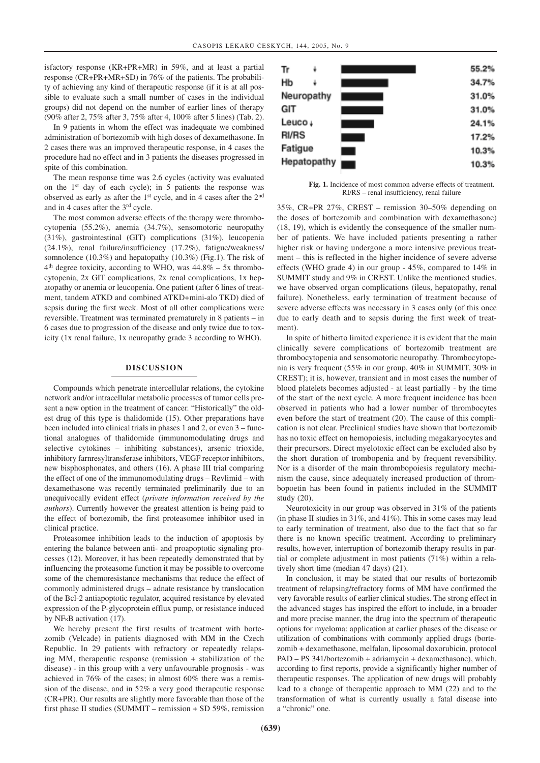isfactory response (KR+PR+MR) in 59%, and at least a partial response (CR+PR+MR+SD) in 76% of the patients. The probability of achieving any kind of therapeutic response (if it is at all possible to evaluate such a small number of cases in the individual groups) did not depend on the number of earlier lines of therapy (90% after 2, 75% after 3, 75% after 4, 100% after 5 lines) (Tab. 2).

In 9 patients in whom the effect was inadequate we combined administration of bortezomib with high doses of dexamethasone. In 2 cases there was an improved therapeutic response, in 4 cases the procedure had no effect and in 3 patients the diseases progressed in spite of this combination.

The mean response time was 2.6 cycles (activity was evaluated on the 1st day of each cycle); in 5 patients the response was observed as early as after the 1st cycle, and in 4 cases after the 2nd and in 4 cases after the 3rd cycle.

The most common adverse effects of the therapy were thrombocytopenia (55.2%), anemia (34.7%), sensomotoric neuropathy (31%), gastrointestinal (GIT) complications (31%), leucopenia (24.1%), renal failure/insufficiency (17.2%), fatigue/weakness/somnolence (10.3%) and hepatopathy (10.3%) (Fig.1). The risk of 4th degree toxicity, according to WHO, was 44.8% – 5x thrombocytopenia, 2x GIT complications, 2x renal complications, 1x hepatopathy or anemia or leucopenia. One patient (after 6 lines of treatment, tandem ATKD and combined ATKD+mini-alo TKD) died of sepsis during the first week. Most of all other complications were reversible. Treatment was terminated prematurely in 8 patients – in 6 cases due to progression of the disease and only twice due to toxicity (1x renal failure, 1x neuropathy grade 3 according to WHO).

| Adverse effect | % |
|---|---|
| Tr ↓ | 55.2% |
| Hb ↓ | 34.7% |
| Neuropathy | 31.0% |
| GIT | 31.0% |
| Leuco ↓ | 24.1% |
| RI/RS | 17.2% |
| Fatigue | 10.3% |
| Hepatopathy | 10.3% |

**Fig. 1.** Incidence of most common adverse effects of treatment. RI/RS – renal insufficiency, renal failure

## DISCUSSION

Compounds which penetrate intercellular relations, the cytokine network and/or intracellular metabolic processes of tumor cells present a new option in the treatment of cancer. "Historically" the oldest drug of this type is thalidomide (15). Other preparations have been included into clinical trials in phases 1 and 2, or even 3 – functional analogues of thalidomide (immunomodulating drugs and selective cytokines – inhibiting substances), arsenic trioxide, inhibitory farnresyltransferase inhibitors, VEGF receptor inhibitors, new bisphosphonates, and others (16). A phase III trial comparing the effect of one of the immunomodulating drugs – Revlimid – with dexamethasone was recently terminated preliminarily due to an unequivocally evident effect (*private information received by the authors*). Currently however the greatest attention is being paid to the effect of bortezomib, the first proteasomee inhibitor used in clinical practice.

Proteasomee inhibition leads to the induction of apoptosis by entering the balance between anti- and proapoptotic signaling processes (12). Moreover, it has been repeatedly demonstrated that by influencing the proteasome function it may be possible to overcome some of the chemoresistance mechanisms that reduce the effect of commonly administered drugs – adnate resistance by translocation of the Bcl-2 antiapoptotic regulator, acquired resistance by elevated expression of the P-glycoprotein efflux pump, or resistance induced by NFκB activation (17).

We hereby present the first results of treatment with bortezomib (Velcade) in patients diagnosed with MM in the Czech Republic. In 29 patients with refractory or repeatedly relapsing MM, therapeutic response (remission + stabilization of the disease) - in this group with a very unfavourable prognosis - was achieved in 76% of the cases; in almost 60% there was a remission of the disease, and in 52% a very good therapeutic response (CR+PR). Our results are slightly more favorable than those of the first phase II studies (SUMMIT – remission + SD 59%, remission 35%, CR+PR 27%, CREST – remission 30–50% depending on the doses of bortezomib and combination with dexamethasone) (18, 19), which is evidently the consequence of the smaller number of patients. We have included patients presenting a rather higher risk or having undergone a more intensive previous treatment – this is reflected in the higher incidence of severe adverse effects (WHO grade 4) in our group - 45%, compared to 14% in SUMMIT study and 9% in CREST. Unlike the mentioned studies, we have observed organ complications (ileus, hepatopathy, renal failure). Nonetheless, early termination of treatment because of severe adverse effects was necessary in 3 cases only (of this once due to early death and to sepsis during the first week of treatment).

In spite of hitherto limited experience it is evident that the main clinically severe complications of bortezomib treatment are thrombocytopenia and sensomotoric neuropathy. Thrombocytopenia is very frequent (55% in our group, 40% in SUMMIT, 30% in CREST); it is, however, transient and in most cases the number of blood platelets becomes adjusted - at least partially - by the time of the start of the next cycle. A more frequent incidence has been observed in patients who had a lower number of thrombocytes even before the start of treatment (20). The cause of this complication is not clear. Preclinical studies have shown that bortezomib has no toxic effect on hemopoiesis, including megakaryocytes and their precursors. Direct myelotoxic effect can be excluded also by the short duration of trombopenia and by frequent reversibility. Nor is a disorder of the main thrombopoiesis regulatory mechanism the cause, since adequately increased production of thrombopoetin has been found in patients included in the SUMMIT study (20).

Neurotoxicity in our group was observed in 31% of the patients (in phase II studies in 31%, and 41%). This in some cases may lead to early termination of treatment, also due to the fact that so far there is no known specific treatment. According to preliminary results, however, interruption of bortezomib therapy results in partial or complete adjustment in most patients (71%) within a relatively short time (median 47 days) (21).

In conclusion, it may be stated that our results of bortezomib treatment of relapsing/refractory forms of MM have confirmed the very favorable results of earlier clinical studies. The strong effect in the advanced stages has inspired the effort to include, in a broader and more precise manner, the drug into the spectrum of therapeutic options for myeloma: application at earlier phases of the disease or utilization of combinations with commonly applied drugs (bortezomib + dexamethasone, melfalan, liposomal doxorubicin, protocol PAD – PS 341/bortezomib + adriamycin + dexamethasone), which, according to first reports, provide a significantly higher number of therapeutic responses. The application of new drugs will probably lead to a change of therapeutic approach to MM (22) and to the transformation of what is currently usually a fatal disease into a "chronic" one.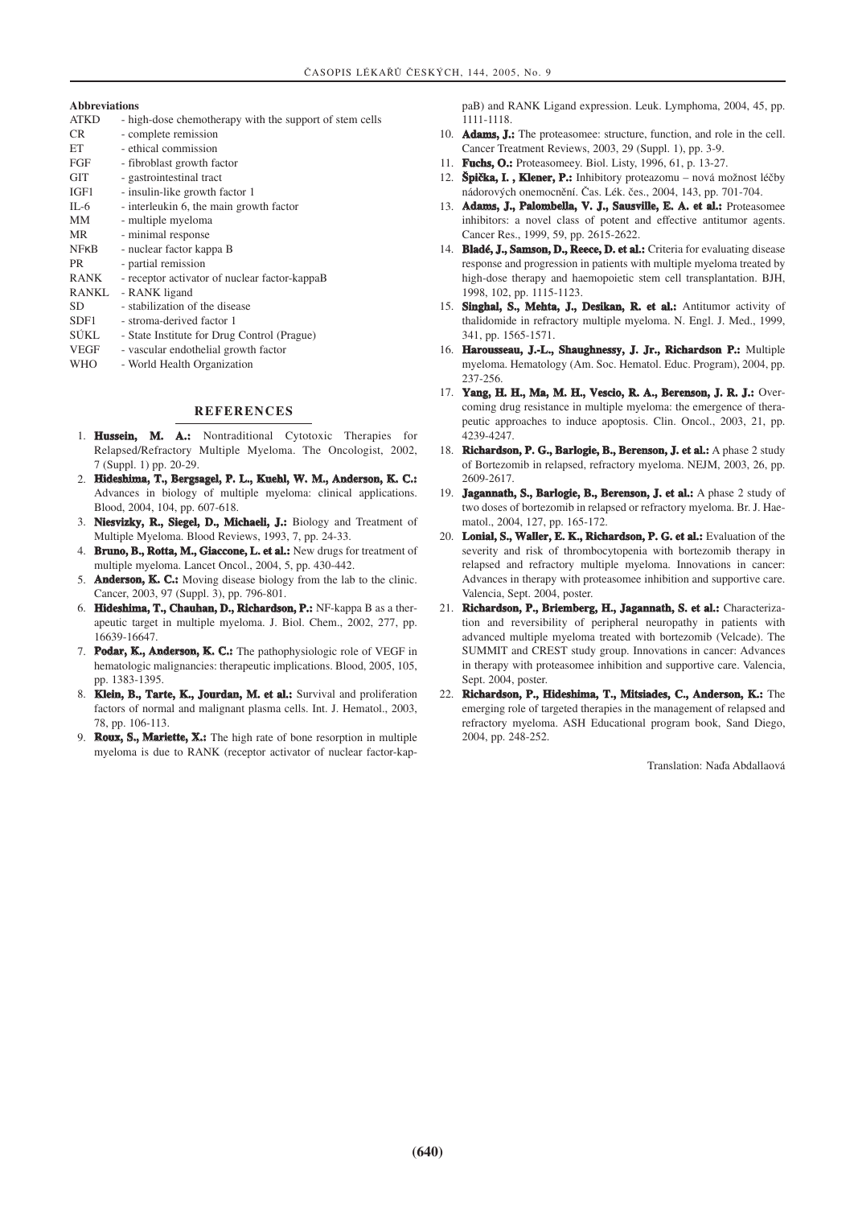**Abbreviations**

| | |
|---|---|
| ATKD | - high-dose chemotherapy with the support of stem cells |
| CR | - complete remission |
| ET | - ethical commission |
| FGF | - fibroblast growth factor |
| GIT | - gastrointestinal tract |
| IGF1 | - insulin-like growth factor 1 |
| IL-6 | - interleukin 6, the main growth factor |
| MM | - multiple myeloma |
| MR | - minimal response |
| NFκB | - nuclear factor kappa B |
| PR | - partial remission |
| RANK | - receptor activator of nuclear factor-kappaB |
| RANKL | - RANK ligand |
| SD | - stabilization of the disease |
| SDF1 | - stroma-derived factor 1 |
| SÚKL | - State Institute for Drug Control (Prague) |
| VEGF | - vascular endothelial growth factor |
| WHO | - World Health Organization |

## REFERENCES

1. **Hussein, M. A.:** Nontraditional Cytotoxic Therapies for Relapsed/Refractory Multiple Myeloma. The Oncologist, 2002, 7 (Suppl. 1) pp. 20-29.
2. **Hideshima, T., Bergsagel, P. L., Kuehl, W. M., Anderson, K. C.:** Advances in biology of multiple myeloma: clinical applications. Blood, 2004, 104, pp. 607-618.
3. **Niesvizky, R., Siegel, D., Michaeli, J.:** Biology and Treatment of Multiple Myeloma. Blood Reviews, 1993, 7, pp. 24-33.
4. **Bruno, B., Rotta, M., Giaccone, L. et al.:** New drugs for treatment of multiple myeloma. Lancet Oncol., 2004, 5, pp. 430-442.
5. **Anderson, K. C.:** Moving disease biology from the lab to the clinic. Cancer, 2003, 97 (Suppl. 3), pp. 796-801.
6. **Hideshima, T., Chauhan, D., Richardson, P.:** NF-kappa B as a therapeutic target in multiple myeloma. J. Biol. Chem., 2002, 277, pp. 16639-16647.
7. **Podar, K., Anderson, K. C.:** The pathophysiologic role of VEGF in hematologic malignancies: therapeutic implications. Blood, 2005, 105, pp. 1383-1395.
8. **Klein, B., Tarte, K., Jourdan, M. et al.:** Survival and proliferation factors of normal and malignant plasma cells. Int. J. Hematol., 2003, 78, pp. 106-113.
9. **Roux, S., Mariette, X.:** The high rate of bone resorption in multiple myeloma is due to RANK (receptor activator of nuclear factor-kappaB) and RANK Ligand expression. Leuk. Lymphoma, 2004, 45, pp. 1111-1118.
10. **Adams, J.:** The proteasomee: structure, function, and role in the cell. Cancer Treatment Reviews, 2003, 29 (Suppl. 1), pp. 3-9.
11. **Fuchs, O.:** Proteasomeey. Biol. Listy, 1996, 61, p. 13-27.
12. **Špička, I. , Klener, P.:** Inhibitory proteazomu – nová možnost léčby nádorových onemocnění. Čas. Lék. čes., 2004, 143, pp. 701-704.
13. **Adams, J., Palombella, V. J., Sausville, E. A. et al.:** Proteasomee inhibitors: a novel class of potent and effective antitumor agents. Cancer Res., 1999, 59, pp. 2615-2622.
14. **Bladé, J., Samson, D., Reece, D. et al.:** Criteria for evaluating disease response and progression in patients with multiple myeloma treated by high-dose therapy and haemopoietic stem cell transplantation. BJH, 1998, 102, pp. 1115-1123.
15. **Singhal, S., Mehta, J., Desikan, R. et al.:** Antitumor activity of thalidomide in refractory multiple myeloma. N. Engl. J. Med., 1999, 341, pp. 1565-1571.
16. **Harousseau, J.-L., Shaughnessy, J. Jr., Richardson P.:** Multiple myeloma. Hematology (Am. Soc. Hematol. Educ. Program), 2004, pp. 237-256.
17. **Yang, H. H., Ma, M. H., Vescio, R. A., Berenson, J. R. J.:** Overcoming drug resistance in multiple myeloma: the emergence of therapeutic approaches to induce apoptosis. Clin. Oncol., 2003, 21, pp. 4239-4247.
18. **Richardson, P. G., Barlogie, B., Berenson, J. et al.:** A phase 2 study of Bortezomib in relapsed, refractory myeloma. NEJM, 2003, 26, pp. 2609-2617.
19. **Jagannath, S., Barlogie, B., Berenson, J. et al.:** A phase 2 study of two doses of bortezomib in relapsed or refractory myeloma. Br. J. Haematol., 2004, 127, pp. 165-172.
20. **Lonial, S., Waller, E. K., Richardson, P. G. et al.:** Evaluation of the severity and risk of thrombocytopenia with bortezomib therapy in relapsed and refractory multiple myeloma. Innovations in cancer: Advances in therapy with proteasomee inhibition and supportive care. Valencia, Sept. 2004, poster.
21. **Richardson, P., Briemberg, H., Jagannath, S. et al.:** Characterization and reversibility of peripheral neuropathy in patients with advanced multiple myeloma treated with bortezomib (Velcade). The SUMMIT and CREST study group. Innovations in cancer: Advances in therapy with proteasomee inhibition and supportive care. Valencia, Sept. 2004, poster.
22. **Richardson, P., Hideshima, T., Mitsiades, C., Anderson, K.:** The emerging role of targeted therapies in the management of relapsed and refractory myeloma. ASH Educational program book, Sand Diego, 2004, pp. 248-252.

Translation: Naďa Abdallaová